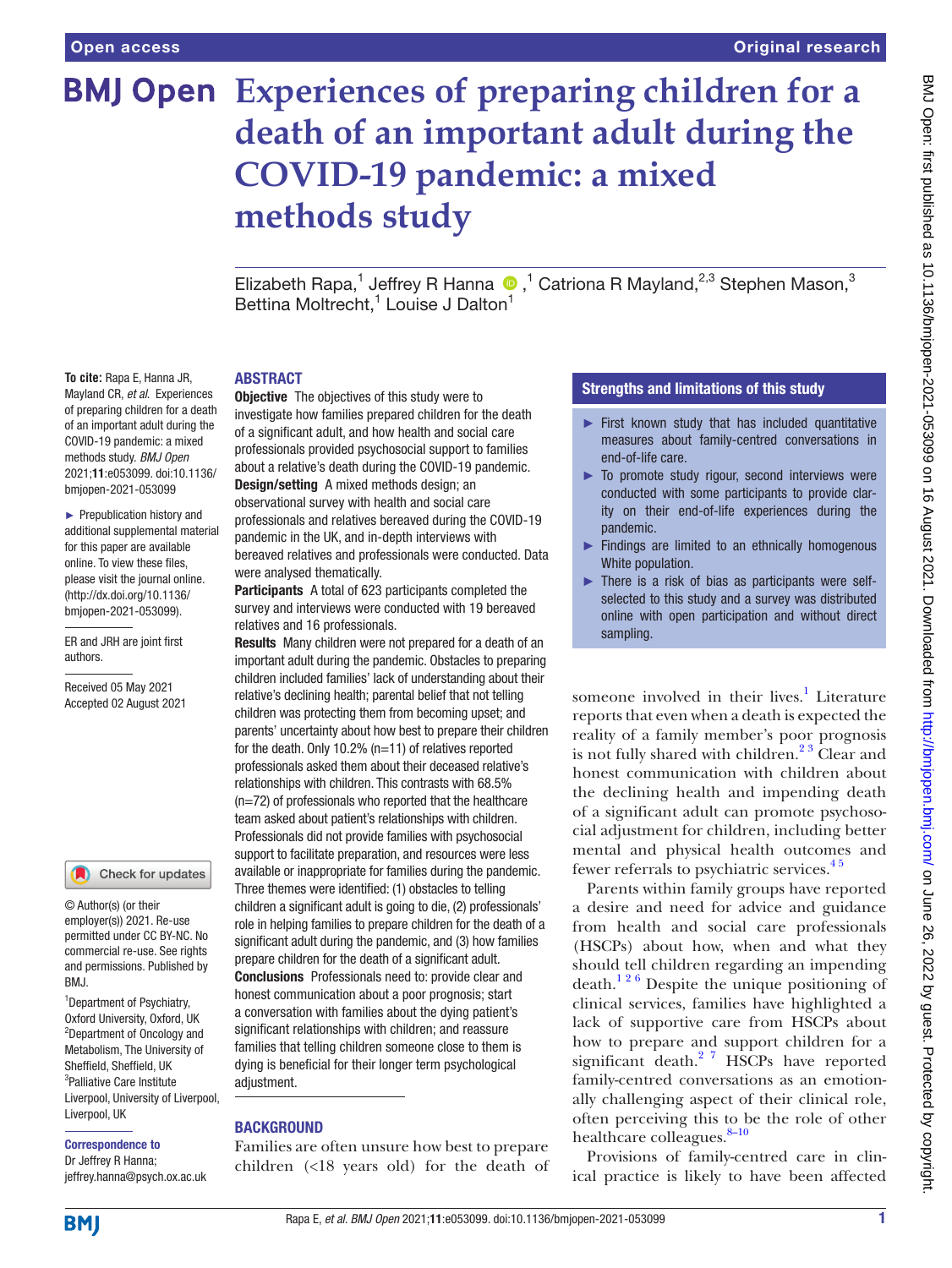Open access

Original research

# Experiences of preparing children for a death of an important adult during the COVID-19 pandemic: a mixed methods study

Elizabeth Rapa,[1] Jeffrey R Hanna,[1] Catriona R Mayland,[2,3] Stephen Mason,[3] Bettina Moltrecht,[1] Louise J Dalton[1]

**To cite:** Rapa E, Hanna JR, Mayland CR, *et al*. Experiences of preparing children for a death of an important adult during the COVID-19 pandemic: a mixed methods study. *BMJ Open* 2021;**11**:e053099. doi:10.1136/bmjopen-2021-053099

► Prepublication history and additional supplemental material for this paper are available online. To view these files, please visit the journal online. (http://dx.doi.org/10.1136/bmjopen-2021-053099).

ER and JRH are joint first authors.

Received 05 May 2021
Accepted 02 August 2021

© Author(s) (or their employer(s)) 2021. Re-use permitted under CC BY-NC. No commercial re-use. See rights and permissions. Published by BMJ.

[1]Department of Psychiatry, Oxford University, Oxford, UK
[2]Department of Oncology and Metabolism, The University of Sheffield, Sheffield, UK
[3]Palliative Care Institute Liverpool, University of Liverpool, Liverpool, UK

**Correspondence to**
Dr Jeffrey R Hanna;
jeffrey.hanna@psych.ox.ac.uk

## ABSTRACT

**Objective** The objectives of this study were to investigate how families prepared children for the death of a significant adult, and how health and social care professionals provided psychosocial support to families about a relative's death during the COVID-19 pandemic.

**Design/setting** A mixed methods design; an observational survey with health and social care professionals and relatives bereaved during the COVID-19 pandemic in the UK, and in-depth interviews with bereaved relatives and professionals were conducted. Data were analysed thematically.

**Participants** A total of 623 participants completed the survey and interviews were conducted with 19 bereaved relatives and 16 professionals.

**Results** Many children were not prepared for a death of an important adult during the pandemic. Obstacles to preparing children included families' lack of understanding about their relative's declining health; parental belief that not telling children was protecting them from becoming upset; and parents' uncertainty about how best to prepare their children for the death. Only 10.2% (n=11) of relatives reported professionals asked them about their deceased relative's relationships with children. This contrasts with 68.5% (n=72) of professionals who reported that the healthcare team asked about patient's relationships with children. Professionals did not provide families with psychosocial support to facilitate preparation, and resources were less available or inappropriate for families during the pandemic. Three themes were identified: (1) obstacles to telling children a significant adult is going to die, (2) professionals' role in helping families to prepare children for the death of a significant adult during the pandemic, and (3) how families prepare children for the death of a significant adult.

**Conclusions** Professionals need to: provide clear and honest communication about a poor prognosis; start a conversation with families about the dying patient's significant relationships with children; and reassure families that telling children someone close to them is dying is beneficial for their longer term psychological adjustment.

### Strengths and limitations of this study

► First known study that has included quantitative measures about family-centred conversations in end-of-life care.

► To promote study rigour, second interviews were conducted with some participants to provide clarity on their end-of-life experiences during the pandemic.

► Findings are limited to an ethnically homogenous White population.

► There is a risk of bias as participants were self-selected to this study and a survey was distributed online with open participation and without direct sampling.

## BACKGROUND

Families are often unsure how best to prepare children (<18 years old) for the death of someone involved in their lives.[1] Literature reports that even when a death is expected the reality of a family member's poor prognosis is not fully shared with children.[2,3] Clear and honest communication with children about the declining health and impending death of a significant adult can promote psychosocial adjustment for children, including better mental and physical health outcomes and fewer referrals to psychiatric services.[4,5]

Parents within family groups have reported a desire and need for advice and guidance from health and social care professionals (HSCPs) about how, when and what they should tell children regarding an impending death.[1,2,6] Despite the unique positioning of clinical services, families have highlighted a lack of supportive care from HSCPs about how to prepare and support children for a significant death.[2,7] HSCPs have reported family-centred conversations as an emotionally challenging aspect of their clinical role, often perceiving this to be the role of other healthcare colleagues.[8–10]

Provisions of family-centred care in clinical practice is likely to have been affected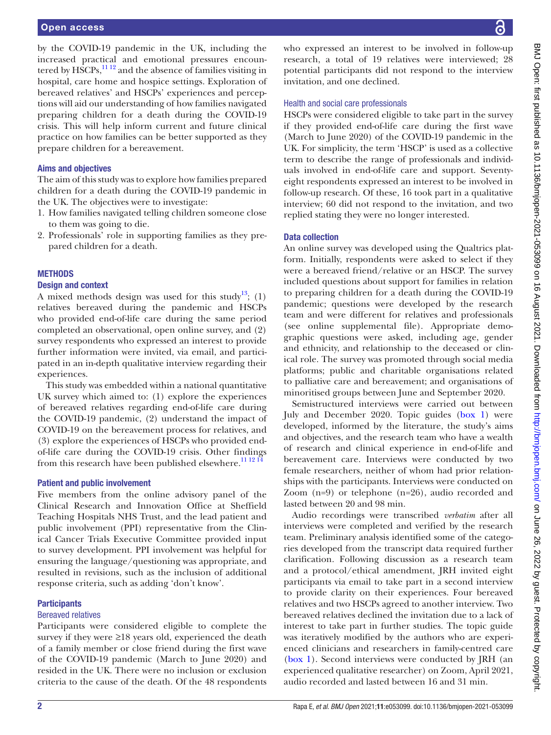by the COVID-19 pandemic in the UK, including the increased practical and emotional pressures encountered by HSCPs,[11 12] and the absence of families visiting in hospital, care home and hospice settings. Exploration of bereaved relatives' and HSCPs' experiences and perceptions will aid our understanding of how families navigated preparing children for a death during the COVID-19 crisis. This will help inform current and future clinical practice on how families can be better supported as they prepare children for a bereavement.

### Aims and objectives

The aim of this study was to explore how families prepared children for a death during the COVID-19 pandemic in the UK. The objectives were to investigate:

1. How families navigated telling children someone close to them was going to die.
2. Professionals' role in supporting families as they prepared children for a death.

## METHODS

### Design and context

A mixed methods design was used for this study[13]; (1) relatives bereaved during the pandemic and HSCPs who provided end-of-life care during the same period completed an observational, open online survey, and (2) survey respondents who expressed an interest to provide further information were invited, via email, and participated in an in-depth qualitative interview regarding their experiences.

This study was embedded within a national quantitative UK survey which aimed to: (1) explore the experiences of bereaved relatives regarding end-of-life care during the COVID-19 pandemic, (2) understand the impact of COVID-19 on the bereavement process for relatives, and (3) explore the experiences of HSCPs who provided end-of-life care during the COVID-19 crisis. Other findings from this research have been published elsewhere.[11 12 14]

### Patient and public involvement

Five members from the online advisory panel of the Clinical Research and Innovation Office at Sheffield Teaching Hospitals NHS Trust, and the lead patient and public involvement (PPI) representative from the Clinical Cancer Trials Executive Committee provided input to survey development. PPI involvement was helpful for ensuring the language/questioning was appropriate, and resulted in revisions, such as the inclusion of additional response criteria, such as adding 'don't know'.

### Participants

#### Bereaved relatives

Participants were considered eligible to complete the survey if they were ≥18 years old, experienced the death of a family member or close friend during the first wave of the COVID-19 pandemic (March to June 2020) and resided in the UK. There were no inclusion or exclusion criteria to the cause of the death. Of the 48 respondents who expressed an interest to be involved in follow-up research, a total of 19 relatives were interviewed; 28 potential participants did not respond to the interview invitation, and one declined.

#### Health and social care professionals

HSCPs were considered eligible to take part in the survey if they provided end-of-life care during the first wave (March to June 2020) of the COVID-19 pandemic in the UK. For simplicity, the term 'HSCP' is used as a collective term to describe the range of professionals and individuals involved in end-of-life care and support. Seventy-eight respondents expressed an interest to be involved in follow-up research. Of these, 16 took part in a qualitative interview; 60 did not respond to the invitation, and two replied stating they were no longer interested.

### Data collection

An online survey was developed using the Qualtrics platform. Initially, respondents were asked to select if they were a bereaved friend/relative or an HSCP. The survey included questions about support for families in relation to preparing children for a death during the COVID-19 pandemic; questions were developed by the research team and were different for relatives and professionals (see online supplemental file). Appropriate demographic questions were asked, including age, gender and ethnicity, and relationship to the deceased or clinical role. The survey was promoted through social media platforms; public and charitable organisations related to palliative care and bereavement; and organisations of minoritised groups between June and September 2020.

Semistructured interviews were carried out between July and December 2020. Topic guides (box 1) were developed, informed by the literature, the study's aims and objectives, and the research team who have a wealth of research and clinical experience in end-of-life and bereavement care. Interviews were conducted by two female researchers, neither of whom had prior relationships with the participants. Interviews were conducted on Zoom (n=9) or telephone (n=26), audio recorded and lasted between 20 and 98 min.

Audio recordings were transcribed *verbatim* after all interviews were completed and verified by the research team. Preliminary analysis identified some of the categories developed from the transcript data required further clarification. Following discussion as a research team and a protocol/ethical amendment, JRH invited eight participants via email to take part in a second interview to provide clarity on their experiences. Four bereaved relatives and two HSCPs agreed to another interview. Two bereaved relatives declined the invitation due to a lack of interest to take part in further studies. The topic guide was iteratively modified by the authors who are experienced clinicians and researchers in family-centred care (box 1). Second interviews were conducted by JRH (an experienced qualitative researcher) on Zoom, April 2021, audio recorded and lasted between 16 and 31 min.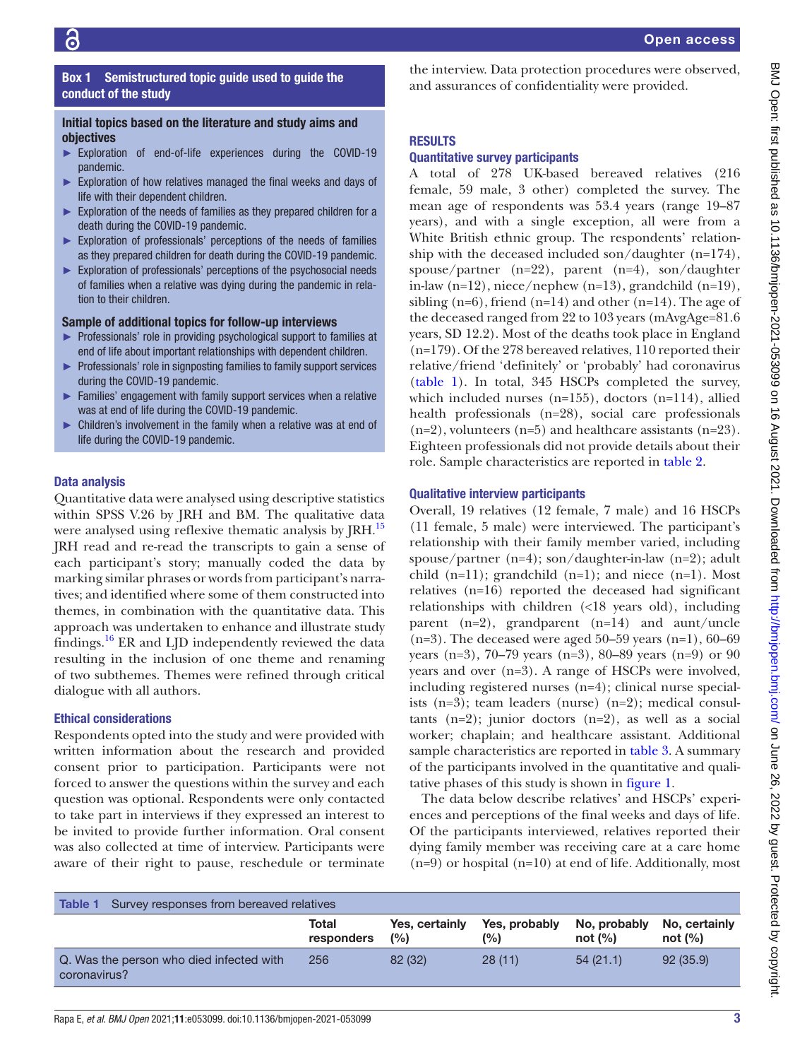**Box 1 Semistructured topic guide used to guide the conduct of the study**

**Initial topics based on the literature and study aims and objectives**

- Exploration of end-of-life experiences during the COVID-19 pandemic.
- Exploration of how relatives managed the final weeks and days of life with their dependent children.
- Exploration of the needs of families as they prepared children for a death during the COVID-19 pandemic.
- Exploration of professionals' perceptions of the needs of families as they prepared children for death during the COVID-19 pandemic.
- Exploration of professionals' perceptions of the psychosocial needs of families when a relative was dying during the pandemic in relation to their children.

**Sample of additional topics for follow-up interviews**

- Professionals' role in providing psychological support to families at end of life about important relationships with dependent children.
- Professionals' role in signposting families to family support services during the COVID-19 pandemic.
- Families' engagement with family support services when a relative was at end of life during the COVID-19 pandemic.
- Children's involvement in the family when a relative was at end of life during the COVID-19 pandemic.

### Data analysis

Quantitative data were analysed using descriptive statistics within SPSS V.26 by JRH and BM. The qualitative data were analysed using reflexive thematic analysis by JRH.[15] JRH read and re-read the transcripts to gain a sense of each participant's story; manually coded the data by marking similar phrases or words from participant's narratives; and identified where some of them constructed into themes, in combination with the quantitative data. This approach was undertaken to enhance and illustrate study findings.[16] ER and LJD independently reviewed the data resulting in the inclusion of one theme and renaming of two subthemes. Themes were refined through critical dialogue with all authors.

### Ethical considerations

Respondents opted into the study and were provided with written information about the research and provided consent prior to participation. Participants were not forced to answer the questions within the survey and each question was optional. Respondents were only contacted to take part in interviews if they expressed an interest to be invited to provide further information. Oral consent was also collected at time of interview. Participants were aware of their right to pause, reschedule or terminate the interview. Data protection procedures were observed, and assurances of confidentiality were provided.

## RESULTS

### Quantitative survey participants

A total of 278 UK-based bereaved relatives (216 female, 59 male, 3 other) completed the survey. The mean age of respondents was 53.4 years (range 19–87 years), and with a single exception, all were from a White British ethnic group. The respondents' relationship with the deceased included son/daughter (n=174), spouse/partner (n=22), parent (n=4), son/daughter in-law (n=12), niece/nephew (n=13), grandchild (n=19), sibling (n=6), friend (n=14) and other (n=14). The age of the deceased ranged from 22 to 103 years (mAvgAge=81.6 years, SD 12.2). Most of the deaths took place in England (n=179). Of the 278 bereaved relatives, 110 reported their relative/friend 'definitely' or 'probably' had coronavirus (table 1). In total, 345 HSCPs completed the survey, which included nurses (n=155), doctors (n=114), allied health professionals (n=28), social care professionals (n=2), volunteers (n=5) and healthcare assistants (n=23). Eighteen professionals did not provide details about their role. Sample characteristics are reported in table 2.

### Qualitative interview participants

Overall, 19 relatives (12 female, 7 male) and 16 HSCPs (11 female, 5 male) were interviewed. The participant's relationship with their family member varied, including spouse/partner (n=4); son/daughter-in-law (n=2); adult child (n=11); grandchild (n=1); and niece (n=1). Most relatives (n=16) reported the deceased had significant relationships with children (<18 years old), including parent (n=2), grandparent (n=14) and aunt/uncle (n=3). The deceased were aged 50–59 years (n=1), 60–69 years (n=3), 70–79 years (n=3), 80–89 years (n=9) or 90 years and over (n=3). A range of HSCPs were involved, including registered nurses (n=4); clinical nurse specialists (n=3); team leaders (nurse) (n=2); medical consultants (n=2); junior doctors (n=2), as well as a social worker; chaplain; and healthcare assistant. Additional sample characteristics are reported in table 3. A summary of the participants involved in the quantitative and qualitative phases of this study is shown in figure 1.

The data below describe relatives' and HSCPs' experiences and perceptions of the final weeks and days of life. Of the participants interviewed, relatives reported their dying family member was receiving care at a care home (n=9) or hospital (n=10) at end of life. Additionally, most

**Table 1** Survey responses from bereaved relatives

| | Total responders | Yes, certainly (%) | Yes, probably (%) | No, probably not (%) | No, certainly not (%) |
|---|---|---|---|---|---|
| Q. Was the person who died infected with coronavirus? | 256 | 82 (32) | 28 (11) | 54 (21.1) | 92 (35.9) |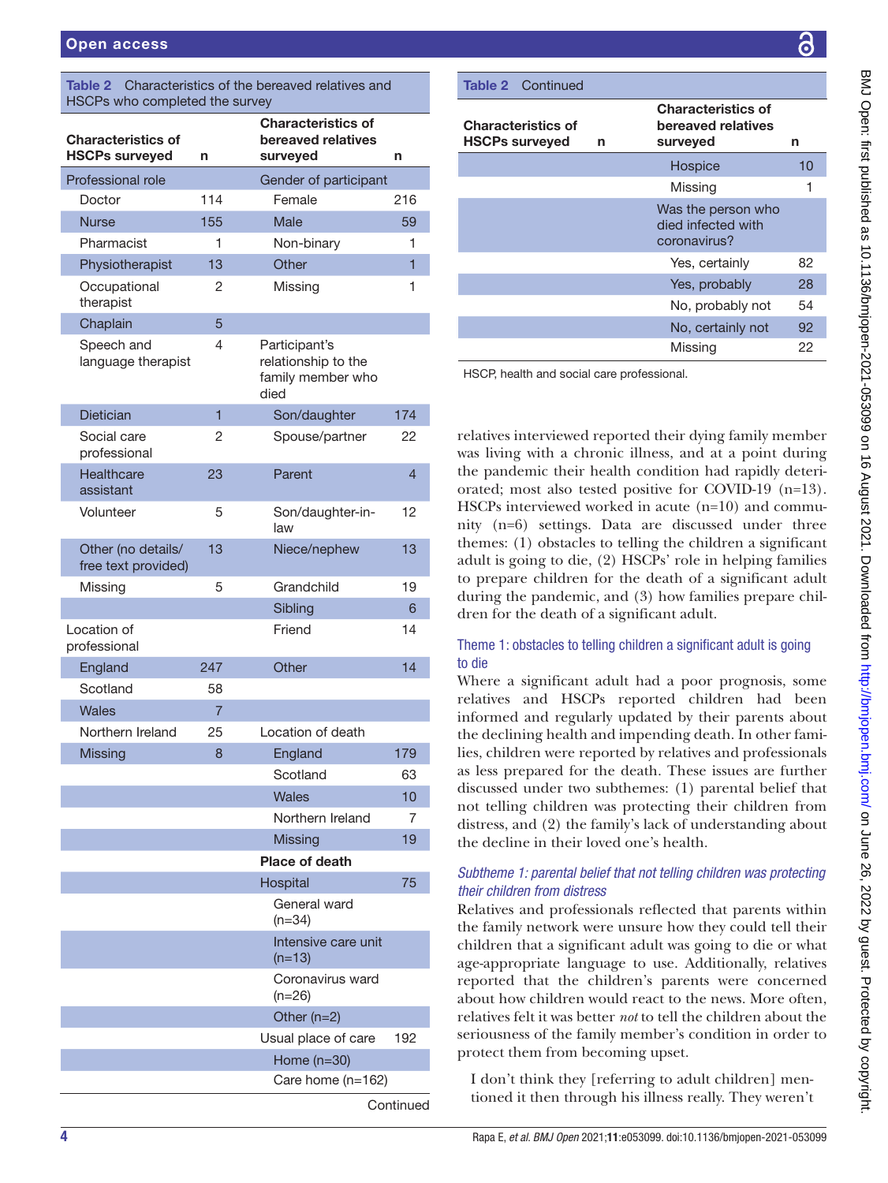**Table 2** Characteristics of the bereaved relatives and HSCPs who completed the survey

| Characteristics of HSCPs surveyed | n | Characteristics of bereaved relatives surveyed | n |
|---|---|---|---|
| Professional role | | Gender of participant | |
| Doctor | 114 | Female | 216 |
| Nurse | 155 | Male | 59 |
| Pharmacist | 1 | Non-binary | 1 |
| Physiotherapist | 13 | Other | 1 |
| Occupational therapist | 2 | Missing | 1 |
| Chaplain | 5 | | |
| Speech and language therapist | 4 | Participant's relationship to the family member who died | |
| Dietician | 1 | Son/daughter | 174 |
| Social care professional | 2 | Spouse/partner | 22 |
| Healthcare assistant | 23 | Parent | 4 |
| Volunteer | 5 | Son/daughter-in-law | 12 |
| Other (no details/free text provided) | 13 | Niece/nephew | 13 |
| Missing | 5 | Grandchild | 19 |
| | | Sibling | 6 |
| Location of professional | | Friend | 14 |
| England | 247 | Other | 14 |
| Scotland | 58 | | |
| Wales | 7 | | |
| Northern Ireland | 25 | Location of death | |
| Missing | 8 | England | 179 |
| | | Scotland | 63 |
| | | Wales | 10 |
| | | Northern Ireland | 7 |
| | | Missing | 19 |
| | | **Place of death** | |
| | | Hospital | 75 |
| | | General ward (n=34) | |
| | | Intensive care unit (n=13) | |
| | | Coronavirus ward (n=26) | |
| | | Other (n=2) | |
| | | Usual place of care | 192 |
| | | Home (n=30) | |
| | | Care home (n=162) | |
| | | Hospice | 10 |
| | | Missing | 1 |
| | | Was the person who died infected with coronavirus? | |
| | | Yes, certainly | 82 |
| | | Yes, probably | 28 |
| | | No, probably not | 54 |
| | | No, certainly not | 92 |
| | | Missing | 22 |

HSCP, health and social care professional.

relatives interviewed reported their dying family member was living with a chronic illness, and at a point during the pandemic their health condition had rapidly deteriorated; most also tested positive for COVID-19 (n=13). HSCPs interviewed worked in acute (n=10) and community (n=6) settings. Data are discussed under three themes: (1) obstacles to telling the children a significant adult is going to die, (2) HSCPs' role in helping families to prepare children for the death of a significant adult during the pandemic, and (3) how families prepare children for the death of a significant adult.

### Theme 1: obstacles to telling children a significant adult is going to die

Where a significant adult had a poor prognosis, some relatives and HSCPs reported children had been informed and regularly updated by their parents about the declining health and impending death. In other families, children were reported by relatives and professionals as less prepared for the death. These issues are further discussed under two subthemes: (1) parental belief that not telling children was protecting their children from distress, and (2) the family's lack of understanding about the decline in their loved one's health.

#### *Subtheme 1: parental belief that not telling children was protecting their children from distress*

Relatives and professionals reflected that parents within the family network were unsure how they could tell their children that a significant adult was going to die or what age-appropriate language to use. Additionally, relatives reported that the children's parents were concerned about how children would react to the news. More often, relatives felt it was better *not* to tell the children about the seriousness of the family member's condition in order to protect them from becoming upset.

> I don't think they [referring to adult children] mentioned it then through his illness really. They weren't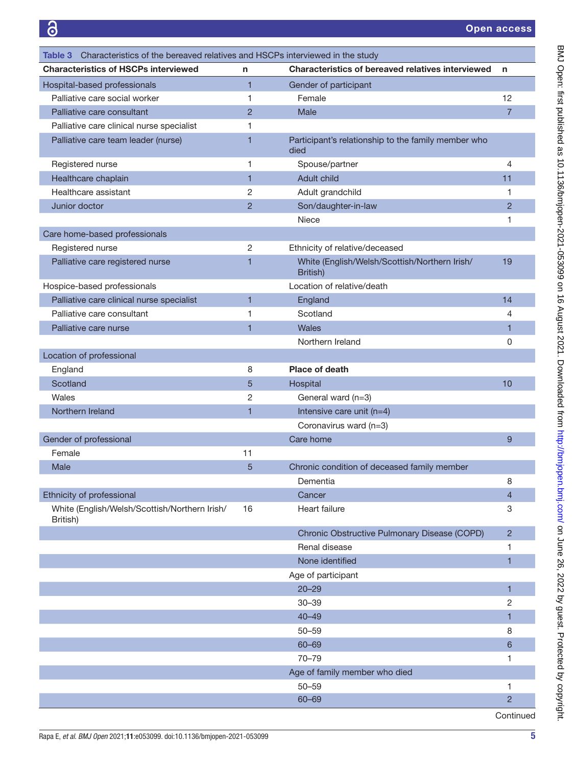**Table 3** Characteristics of the bereaved relatives and HSCPs interviewed in the study

| Characteristics of HSCPs interviewed | n | Characteristics of bereaved relatives interviewed | n |
|---|---|---|---|
| Hospital-based professionals | 1 | Gender of participant | |
| Palliative care social worker | 1 | Female | 12 |
| Palliative care consultant | 2 | Male | 7 |
| Palliative care clinical nurse specialist | 1 | | |
| Palliative care team leader (nurse) | 1 | Participant's relationship to the family member who died | |
| Registered nurse | 1 | Spouse/partner | 4 |
| Healthcare chaplain | 1 | Adult child | 11 |
| Healthcare assistant | 2 | Adult grandchild | 1 |
| Junior doctor | 2 | Son/daughter-in-law | 2 |
| | | Niece | 1 |
| Care home-based professionals | | | |
| Registered nurse | 2 | Ethnicity of relative/deceased | |
| Palliative care registered nurse | 1 | White (English/Welsh/Scottish/Northern Irish/ British) | 19 |
| Hospice-based professionals | | Location of relative/death | |
| Palliative care clinical nurse specialist | 1 | England | 14 |
| Palliative care consultant | 1 | Scotland | 4 |
| Palliative care nurse | 1 | Wales | 1 |
| | | Northern Ireland | 0 |
| Location of professional | | | |
| England | 8 | **Place of death** | |
| Scotland | 5 | Hospital | 10 |
| Wales | 2 | General ward (n=3) | |
| Northern Ireland | 1 | Intensive care unit (n=4) | |
| | | Coronavirus ward (n=3) | |
| Gender of professional | | Care home | 9 |
| Female | 11 | | |
| Male | 5 | Chronic condition of deceased family member | |
| | | Dementia | 8 |
| Ethnicity of professional | | Cancer | 4 |
| White (English/Welsh/Scottish/Northern Irish/ British) | 16 | Heart failure | 3 |
| | | Chronic Obstructive Pulmonary Disease (COPD) | 2 |
| | | Renal disease | 1 |
| | | None identified | 1 |
| | | Age of participant | |
| | | 20–29 | 1 |
| | | 30–39 | 2 |
| | | 40–49 | 1 |
| | | 50–59 | 8 |
| | | 60–69 | 6 |
| | | 70–79 | 1 |
| | | Age of family member who died | |
| | | 50–59 | 1 |
| | | 60–69 | 2 |

Continued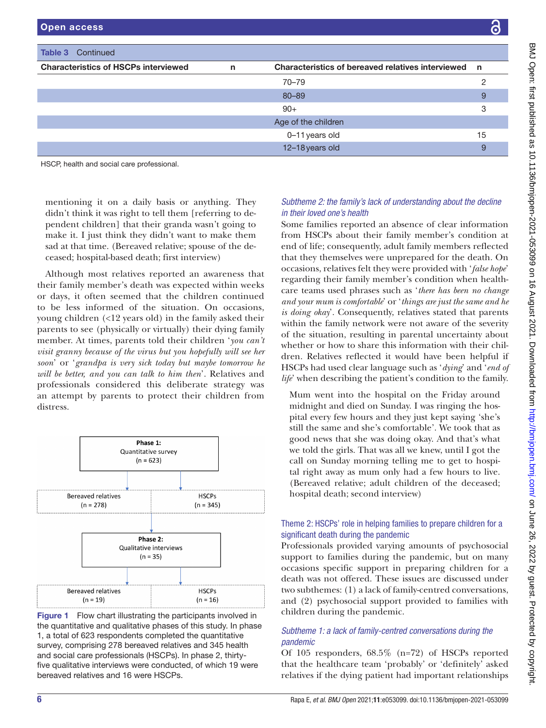Table 3 Continued

| Characteristics of HSCPs interviewed | n | Characteristics of bereaved relatives interviewed | n |
|---|---|---|---|
| | | 70–79 | 2 |
| | | 80–89 | 9 |
| | | 90+ | 3 |
| | | Age of the children | |
| | | 0–11 years old | 15 |
| | | 12–18 years old | 9 |

HSCP, health and social care professional.

> mentioning it on a daily basis or anything. They didn't think it was right to tell them [referring to dependent children] that their granda wasn't going to make it. I just think they didn't want to make them sad at that time. (Bereaved relative; spouse of the deceased; hospital-based death; first interview)

Although most relatives reported an awareness that their family member's death was expected within weeks or days, it often seemed that the children continued to be less informed of the situation. On occasions, young children (<12 years old) in the family asked their parents to see (physically or virtually) their dying family member. At times, parents told their children '*you can't visit granny because of the virus but you hopefully will see her soon*' or '*grandpa is very sick today but maybe tomorrow he will be better, and you can talk to him then*'. Relatives and professionals considered this deliberate strategy was an attempt by parents to protect their children from distress.

Phase 1: Quantitative survey (n = 623)

Bereaved relatives (n = 278) | HSCPs (n = 345)

Phase 2: Qualitative interviews (n = 35)

Bereaved relatives (n = 19) | HSCPs (n = 16)

**Figure 1** Flow chart illustrating the participants involved in the quantitative and qualitative phases of this study. In phase 1, a total of 623 respondents completed the quantitative survey, comprising 278 bereaved relatives and 345 health and social care professionals (HSCPs). In phase 2, thirty-five qualitative interviews were conducted, of which 19 were bereaved relatives and 16 were HSCPs.

#### *Subtheme 2: the family's lack of understanding about the decline in their loved one's health*

Some families reported an absence of clear information from HSCPs about their family member's condition at end of life; consequently, adult family members reflected that they themselves were unprepared for the death. On occasions, relatives felt they were provided with '*false hope*' regarding their family member's condition when healthcare teams used phrases such as '*there has been no change and your mum is comfortable*' or '*things are just the same and he is doing okay*'. Consequently, relatives stated that parents within the family network were not aware of the severity of the situation, resulting in parental uncertainty about whether or how to share this information with their children. Relatives reflected it would have been helpful if HSCPs had used clear language such as '*dying*' and '*end of life*' when describing the patient's condition to the family.

> Mum went into the hospital on the Friday around midnight and died on Sunday. I was ringing the hospital every few hours and they just kept saying 'she's still the same and she's comfortable'. We took that as good news that she was doing okay. And that's what we told the girls. That was all we knew, until I got the call on Sunday morning telling me to get to hospital right away as mum only had a few hours to live. (Bereaved relative; adult children of the deceased; hospital death; second interview)

### Theme 2: HSCPs' role in helping families to prepare children for a significant death during the pandemic

Professionals provided varying amounts of psychosocial support to families during the pandemic, but on many occasions specific support in preparing children for a death was not offered. These issues are discussed under two subthemes: (1) a lack of family-centred conversations, and (2) psychosocial support provided to families with children during the pandemic.

#### *Subtheme 1: a lack of family-centred conversations during the pandemic*

Of 105 responders, 68.5% (n=72) of HSCPs reported that the healthcare team 'probably' or 'definitely' asked relatives if the dying patient had important relationships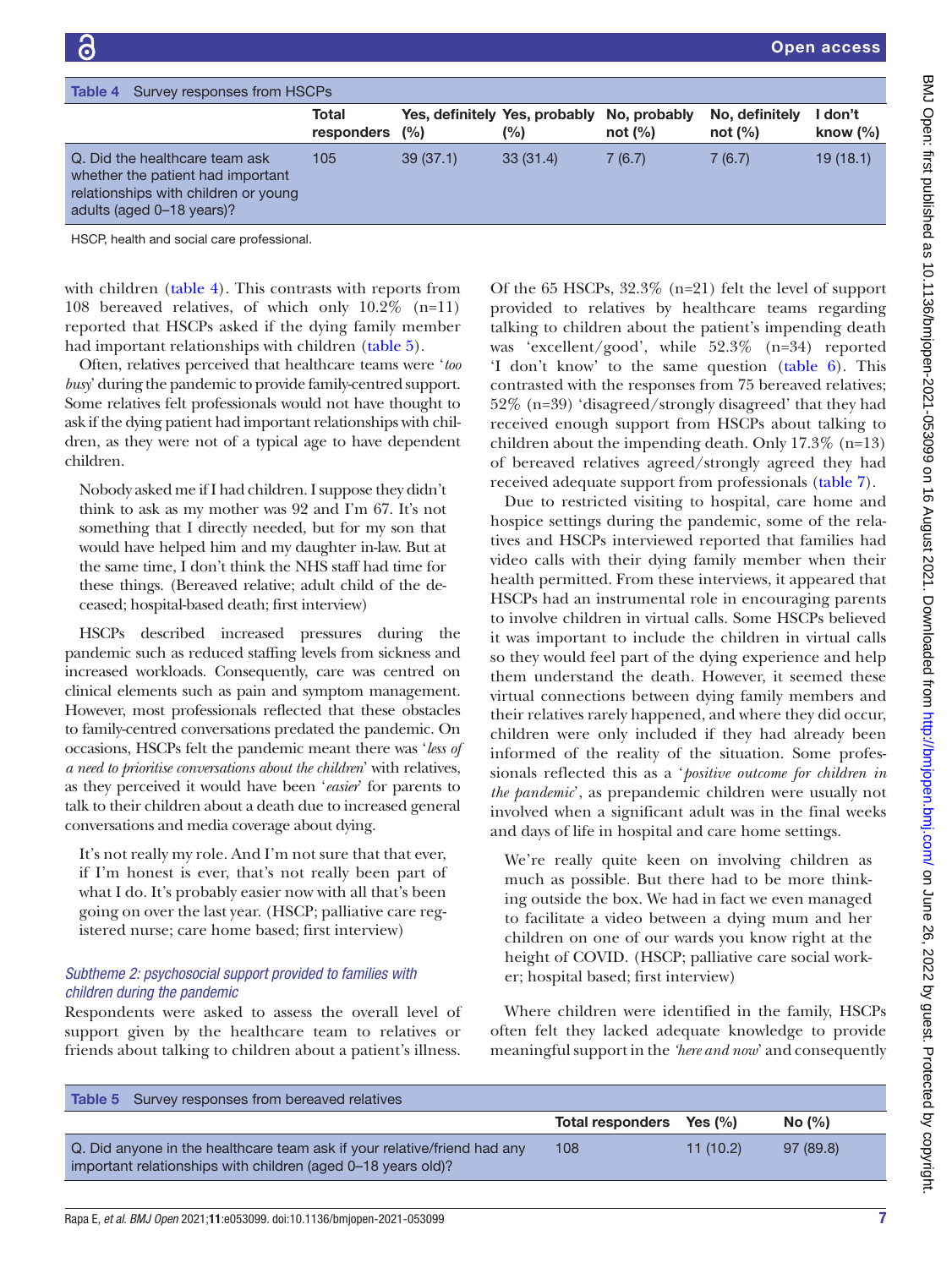Table 4 Survey responses from HSCPs

| | Total responders | Yes, definitely (%) | Yes, probably (%) | No, probably not (%) | No, definitely not (%) | I don't know (%) |
|---|---|---|---|---|---|---|
| Q. Did the healthcare team ask whether the patient had important relationships with children or young adults (aged 0–18 years)? | 105 | 39 (37.1) | 33 (31.4) | 7 (6.7) | 7 (6.7) | 19 (18.1) |

HSCP, health and social care professional.

with children (table 4). This contrasts with reports from 108 bereaved relatives, of which only 10.2% (n=11) reported that HSCPs asked if the dying family member had important relationships with children (table 5).

Often, relatives perceived that healthcare teams were '*too busy*' during the pandemic to provide family-centred support. Some relatives felt professionals would not have thought to ask if the dying patient had important relationships with children, as they were not of a typical age to have dependent children.

> Nobody asked me if I had children. I suppose they didn't think to ask as my mother was 92 and I'm 67. It's not something that I directly needed, but for my son that would have helped him and my daughter in-law. But at the same time, I don't think the NHS staff had time for these things. (Bereaved relative; adult child of the deceased; hospital-based death; first interview)

HSCPs described increased pressures during the pandemic such as reduced staffing levels from sickness and increased workloads. Consequently, care was centred on clinical elements such as pain and symptom management. However, most professionals reflected that these obstacles to family-centred conversations predated the pandemic. On occasions, HSCPs felt the pandemic meant there was '*less of a need to prioritise conversations about the children*' with relatives, as they perceived it would have been '*easier*' for parents to talk to their children about a death due to increased general conversations and media coverage about dying.

> It's not really my role. And I'm not sure that that ever, if I'm honest is ever, that's not really been part of what I do. It's probably easier now with all that's been going on over the last year. (HSCP; palliative care registered nurse; care home based; first interview)

### *Subtheme 2: psychosocial support provided to families with children during the pandemic*

Respondents were asked to assess the overall level of support given by the healthcare team to relatives or friends about talking to children about a patient's illness. Of the 65 HSCPs, 32.3% (n=21) felt the level of support provided to relatives by healthcare teams regarding talking to children about the patient's impending death was 'excellent/good', while 52.3% (n=34) reported 'I don't know' to the same question (table 6). This contrasted with the responses from 75 bereaved relatives; 52% (n=39) 'disagreed/strongly disagreed' that they had received enough support from HSCPs about talking to children about the impending death. Only 17.3% (n=13) of bereaved relatives agreed/strongly agreed they had received adequate support from professionals (table 7).

Due to restricted visiting to hospital, care home and hospice settings during the pandemic, some of the relatives and HSCPs interviewed reported that families had video calls with their dying family member when their health permitted. From these interviews, it appeared that HSCPs had an instrumental role in encouraging parents to involve children in virtual calls. Some HSCPs believed it was important to include the children in virtual calls so they would feel part of the dying experience and help them understand the death. However, it seemed these virtual connections between dying family members and their relatives rarely happened, and where they did occur, children were only included if they had already been informed of the reality of the situation. Some professionals reflected this as a '*positive outcome for children in the pandemic*', as prepandemic children were usually not involved when a significant adult was in the final weeks and days of life in hospital and care home settings.

> We're really quite keen on involving children as much as possible. But there had to be more thinking outside the box. We had in fact we even managed to facilitate a video between a dying mum and her children on one of our wards you know right at the height of COVID. (HSCP; palliative care social worker; hospital based; first interview)

Where children were identified in the family, HSCPs often felt they lacked adequate knowledge to provide meaningful support in the '*here and now*' and consequently

Table 5 Survey responses from bereaved relatives

| | Total responders | Yes (%) | No (%) |
|---|---|---|---|
| Q. Did anyone in the healthcare team ask if your relative/friend had any important relationships with children (aged 0–18 years old)? | 108 | 11 (10.2) | 97 (89.8) |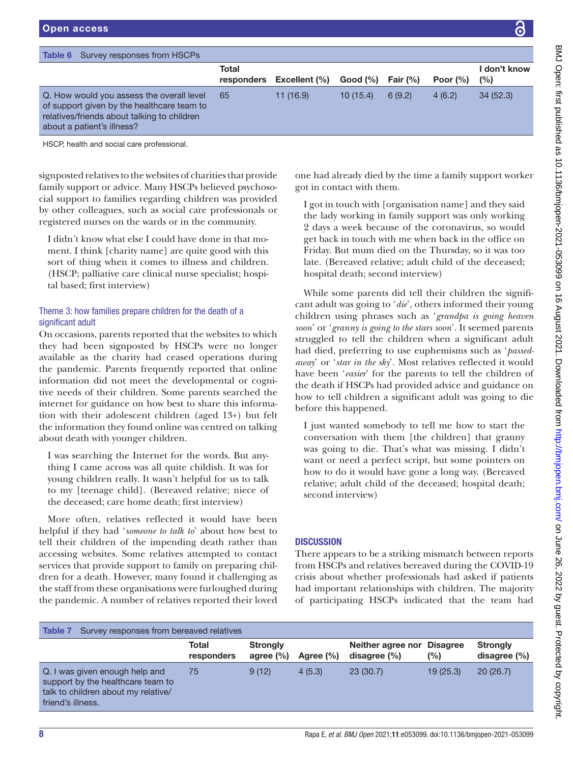Table 6 Survey responses from HSCPs

| | Total responders | Excellent (%) | Good (%) | Fair (%) | Poor (%) | I don't know (%) |
|---|---|---|---|---|---|---|
| Q. How would you assess the overall level of support given by the healthcare team to relatives/friends about talking to children about a patient's illness? | 65 | 11 (16.9) | 10 (15.4) | 6 (9.2) | 4 (6.2) | 34 (52.3) |

HSCP, health and social care professional.

signposted relatives to the websites of charities that provide family support or advice. Many HSCPs believed psychosocial support to families regarding children was provided by other colleagues, such as social care professionals or registered nurses on the wards or in the community.

> I didn't know what else I could have done in that moment. I think [charity name] are quite good with this sort of thing when it comes to illness and children. (HSCP; palliative care clinical nurse specialist; hospital based; first interview)

### Theme 3: how families prepare children for the death of a significant adult

On occasions, parents reported that the websites to which they had been signposted by HSCPs were no longer available as the charity had ceased operations during the pandemic. Parents frequently reported that online information did not meet the developmental or cognitive needs of their children. Some parents searched the internet for guidance on how best to share this information with their adolescent children (aged 13+) but felt the information they found online was centred on talking about death with younger children.

> I was searching the Internet for the words. But anything I came across was all quite childish. It was for young children really. It wasn't helpful for us to talk to my [teenage child]. (Bereaved relative; niece of the deceased; care home death; first interview)

More often, relatives reflected it would have been helpful if they had '*someone to talk to*' about how best to tell their children of the impending death rather than accessing websites. Some relatives attempted to contact services that provide support to family on preparing children for a death. However, many found it challenging as the staff from these organisations were furloughed during the pandemic. A number of relatives reported their loved one had already died by the time a family support worker got in contact with them.

> I got in touch with [organisation name] and they said the lady working in family support was only working 2 days a week because of the coronavirus, so would get back in touch with me when back in the office on Friday. But mum died on the Thursday, so it was too late. (Bereaved relative; adult child of the deceased; hospital death; second interview)

While some parents did tell their children the significant adult was going to '*die*', others informed their young children using phrases such as '*grandpa is going heaven soon*' or '*granny is going to the stars soon*'. It seemed parents struggled to tell the children when a significant adult had died, preferring to use euphemisms such as '*passed-away*' or '*star in the sky*'. Most relatives reflected it would have been '*easier*' for the parents to tell the children of the death if HSCPs had provided advice and guidance on how to tell children a significant adult was going to die before this happened.

> I just wanted somebody to tell me how to start the conversation with them [the children] that granny was going to die. That's what was missing. I didn't want or need a perfect script, but some pointers on how to do it would have gone a long way. (Bereaved relative; adult child of the deceased; hospital death; second interview)

## DISCUSSION

There appears to be a striking mismatch between reports from HSCPs and relatives bereaved during the COVID-19 crisis about whether professionals had asked if patients had important relationships with children. The majority of participating HSCPs indicated that the team had

Table 7 Survey responses from bereaved relatives

| | Total responders | Strongly agree (%) | Agree (%) | Neither agree nor disagree (%) | Disagree (%) | Strongly disagree (%) |
|---|---|---|---|---|---|---|
| Q. I was given enough help and support by the healthcare team to talk to children about my relative/friend's illness. | 75 | 9 (12) | 4 (5.3) | 23 (30.7) | 19 (25.3) | 20 (26.7) |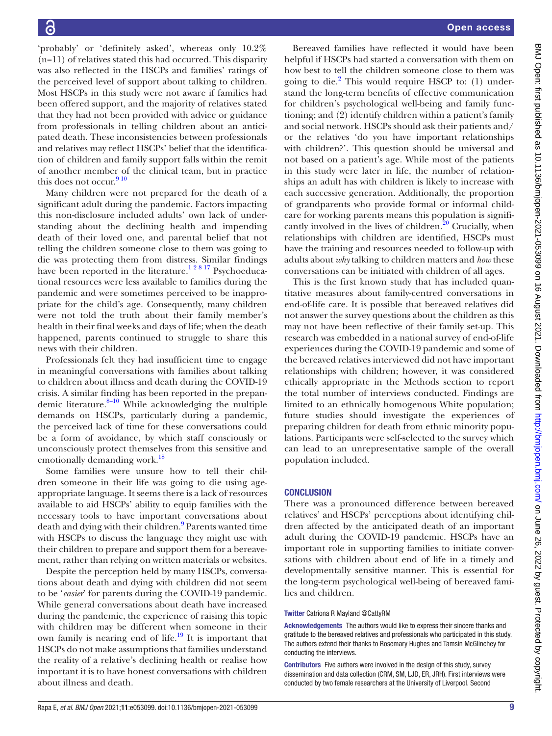'probably' or 'definitely asked', whereas only 10.2% (n=11) of relatives stated this had occurred. This disparity was also reflected in the HSCPs and families' ratings of the perceived level of support about talking to children. Most HSCPs in this study were not aware if families had been offered support, and the majority of relatives stated that they had not been provided with advice or guidance from professionals in telling children about an anticipated death. These inconsistencies between professionals and relatives may reflect HSCPs' belief that the identification of children and family support falls within the remit of another member of the clinical team, but in practice this does not occur.[9 10]

Many children were not prepared for the death of a significant adult during the pandemic. Factors impacting this non-disclosure included adults' own lack of understanding about the declining health and impending death of their loved one, and parental belief that not telling the children someone close to them was going to die was protecting them from distress. Similar findings have been reported in the literature.[1 2 8 17] Psychoeducational resources were less available to families during the pandemic and were sometimes perceived to be inappropriate for the child's age. Consequently, many children were not told the truth about their family member's health in their final weeks and days of life; when the death happened, parents continued to struggle to share this news with their children.

Professionals felt they had insufficient time to engage in meaningful conversations with families about talking to children about illness and death during the COVID-19 crisis. A similar finding has been reported in the prepandemic literature.[8–10] While acknowledging the multiple demands on HSCPs, particularly during a pandemic, the perceived lack of time for these conversations could be a form of avoidance, by which staff consciously or unconsciously protect themselves from this sensitive and emotionally demanding work.[18]

Some families were unsure how to tell their children someone in their life was going to die using age-appropriate language. It seems there is a lack of resources available to aid HSCPs' ability to equip families with the necessary tools to have important conversations about death and dying with their children.[9] Parents wanted time with HSCPs to discuss the language they might use with their children to prepare and support them for a bereavement, rather than relying on written materials or websites.

Despite the perception held by many HSCPs, conversations about death and dying with children did not seem to be '*easier*' for parents during the COVID-19 pandemic. While general conversations about death have increased during the pandemic, the experience of raising this topic with children may be different when someone in their own family is nearing end of life.[19] It is important that HSCPs do not make assumptions that families understand the reality of a relative's declining health or realise how important it is to have honest conversations with children about illness and death.

Bereaved families have reflected it would have been helpful if HSCPs had started a conversation with them on how best to tell the children someone close to them was going to die.[2] This would require HSCP to: (1) understand the long-term benefits of effective communication for children's psychological well-being and family functioning; and (2) identify children within a patient's family and social network. HSCPs should ask their patients and/or the relatives 'do you have important relationships with children?'. This question should be universal and not based on a patient's age. While most of the patients in this study were later in life, the number of relationships an adult has with children is likely to increase with each successive generation. Additionally, the proportion of grandparents who provide formal or informal childcare for working parents means this population is significantly involved in the lives of children.[20] Crucially, when relationships with children are identified, HSCPs must have the training and resources needed to follow-up with adults about *why* talking to children matters and *how* these conversations can be initiated with children of all ages.

This is the first known study that has included quantitative measures about family-centred conversations in end-of-life care. It is possible that bereaved relatives did not answer the survey questions about the children as this may not have been reflective of their family set-up. This research was embedded in a national survey of end-of-life experiences during the COVID-19 pandemic and some of the bereaved relatives interviewed did not have important relationships with children; however, it was considered ethically appropriate in the Methods section to report the total number of interviews conducted. Findings are limited to an ethnically homogenous White population; future studies should investigate the experiences of preparing children for death from ethnic minority populations. Participants were self-selected to the survey which can lead to an unrepresentative sample of the overall population included.

## CONCLUSION

There was a pronounced difference between bereaved relatives' and HSCPs' perceptions about identifying children affected by the anticipated death of an important adult during the COVID-19 pandemic. HSCPs have an important role in supporting families to initiate conversations with children about end of life in a timely and developmentally sensitive manner. This is essential for the long-term psychological well-being of bereaved families and children.

**Twitter** Catriona R Mayland @CattyRM

**Acknowledgements** The authors would like to express their sincere thanks and gratitude to the bereaved relatives and professionals who participated in this study. The authors extend their thanks to Rosemary Hughes and Tamsin McGlinchey for conducting the interviews.

**Contributors** Five authors were involved in the design of this study, survey dissemination and data collection (CRM, SM, LJD, ER, JRH). First interviews were conducted by two female researchers at the University of Liverpool. Second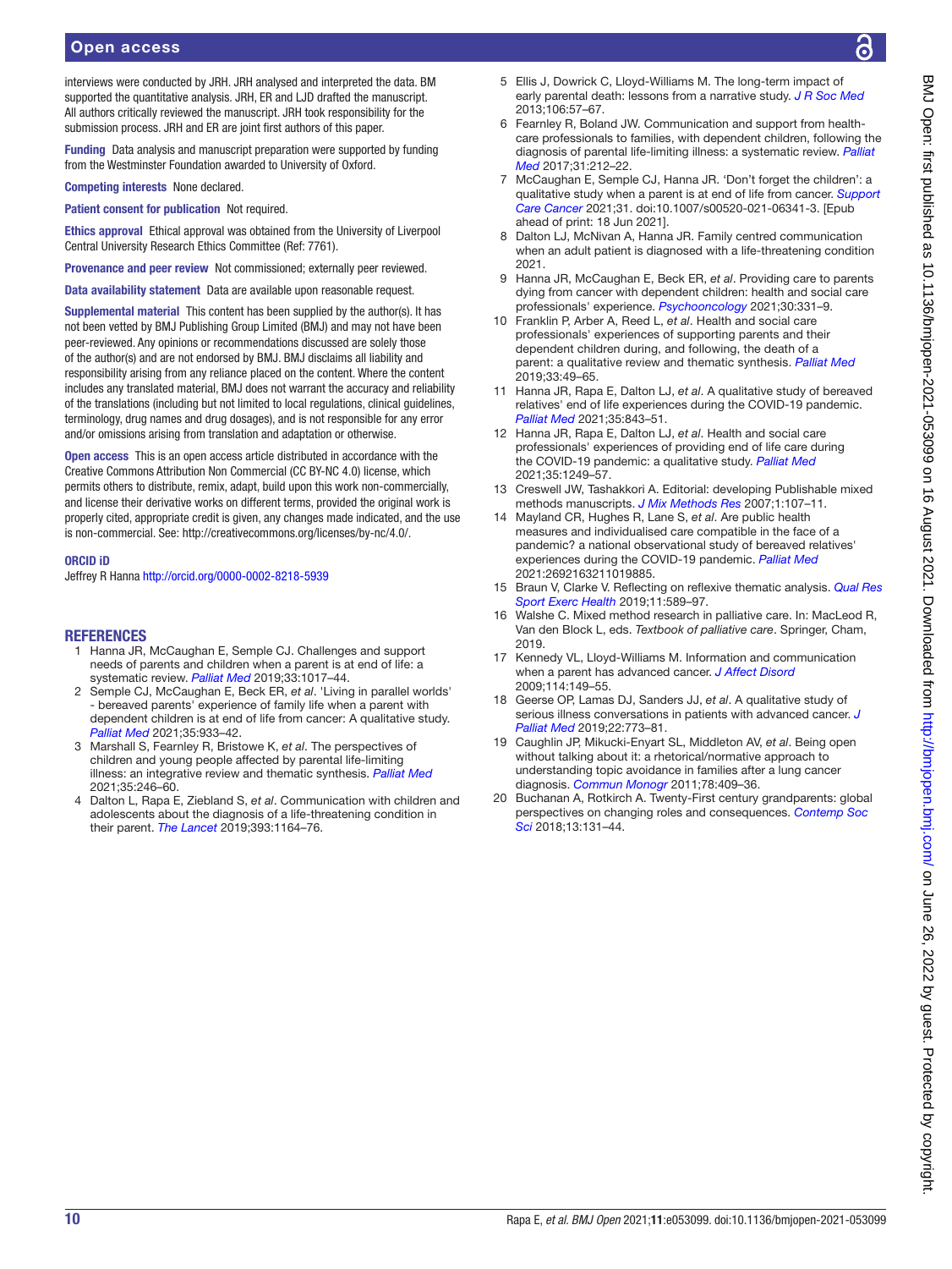interviews were conducted by JRH. JRH analysed and interpreted the data. BM supported the quantitative analysis. JRH, ER and LJD drafted the manuscript. All authors critically reviewed the manuscript. JRH took responsibility for the submission process. JRH and ER are joint first authors of this paper.

**Funding** Data analysis and manuscript preparation were supported by funding from the Westminster Foundation awarded to University of Oxford.

**Competing interests** None declared.

**Patient consent for publication** Not required.

**Ethics approval** Ethical approval was obtained from the University of Liverpool Central University Research Ethics Committee (Ref: 7761).

**Provenance and peer review** Not commissioned; externally peer reviewed.

**Data availability statement** Data are available upon reasonable request.

**Supplemental material** This content has been supplied by the author(s). It has not been vetted by BMJ Publishing Group Limited (BMJ) and may not have been peer-reviewed. Any opinions or recommendations discussed are solely those of the author(s) and are not endorsed by BMJ. BMJ disclaims all liability and responsibility arising from any reliance placed on the content. Where the content includes any translated material, BMJ does not warrant the accuracy and reliability of the translations (including but not limited to local regulations, clinical guidelines, terminology, drug names and drug dosages), and is not responsible for any error and/or omissions arising from translation and adaptation or otherwise.

**Open access** This is an open access article distributed in accordance with the Creative Commons Attribution Non Commercial (CC BY-NC 4.0) license, which permits others to distribute, remix, adapt, build upon this work non-commercially, and license their derivative works on different terms, provided the original work is properly cited, appropriate credit is given, any changes made indicated, and the use is non-commercial. See: http://creativecommons.org/licenses/by-nc/4.0/.

**ORCID iD**

Jeffrey R Hanna http://orcid.org/0000-0002-8218-5939

## REFERENCES

1. Hanna JR, McCaughan E, Semple CJ. Challenges and support needs of parents and children when a parent is at end of life: a systematic review. *Palliat Med* 2019;33:1017–44.
2. Semple CJ, McCaughan E, Beck ER, *et al*. 'Living in parallel worlds' - bereaved parents' experience of family life when a parent with dependent children is at end of life from cancer: A qualitative study. *Palliat Med* 2021;35:933–42.
3. Marshall S, Fearnley R, Bristowe K, *et al*. The perspectives of children and young people affected by parental life-limiting illness: an integrative review and thematic synthesis. *Palliat Med* 2021;35:246–60.
4. Dalton L, Rapa E, Ziebland S, *et al*. Communication with children and adolescents about the diagnosis of a life-threatening condition in their parent. *The Lancet* 2019;393:1164–76.
5. Ellis J, Dowrick C, Lloyd-Williams M. The long-term impact of early parental death: lessons from a narrative study. *J R Soc Med* 2013;106:57–67.
6. Fearnley R, Boland JW. Communication and support from health-care professionals to families, with dependent children, following the diagnosis of parental life-limiting illness: a systematic review. *Palliat Med* 2017;31:212–22.
7. McCaughan E, Semple CJ, Hanna JR. 'Don't forget the children': a qualitative study when a parent is at end of life from cancer. *Support Care Cancer* 2021;31. doi:10.1007/s00520-021-06341-3. [Epub ahead of print: 18 Jun 2021].
8. Dalton LJ, McNivan A, Hanna JR. Family centred communication when an adult patient is diagnosed with a life-threatening condition 2021.
9. Hanna JR, McCaughan E, Beck ER, *et al*. Providing care to parents dying from cancer with dependent children: health and social care professionals' experience. *Psychooncology* 2021;30:331–9.
10. Franklin P, Arber A, Reed L, *et al*. Health and social care professionals' experiences of supporting parents and their dependent children during, and following, the death of a parent: a qualitative review and thematic synthesis. *Palliat Med* 2019;33:49–65.
11. Hanna JR, Rapa E, Dalton LJ, *et al*. A qualitative study of bereaved relatives' end of life experiences during the COVID-19 pandemic. *Palliat Med* 2021;35:843–51.
12. Hanna JR, Rapa E, Dalton LJ, *et al*. Health and social care professionals' experiences of providing end of life care during the COVID-19 pandemic: a qualitative study. *Palliat Med* 2021;35:1249–57.
13. Creswell JW, Tashakkori A. Editorial: developing Publishable mixed methods manuscripts. *J Mix Methods Res* 2007;1:107–11.
14. Mayland CR, Hughes R, Lane S, *et al*. Are public health measures and individualised care compatible in the face of a pandemic? a national observational study of bereaved relatives' experiences during the COVID-19 pandemic. *Palliat Med* 2021:2692163211019885.
15. Braun V, Clarke V. Reflecting on reflexive thematic analysis. *Qual Res Sport Exerc Health* 2019;11:589–97.
16. Walshe C. Mixed method research in palliative care. In: MacLeod R, Van den Block L, eds. *Textbook of palliative care*. Springer, Cham, 2019.
17. Kennedy VL, Lloyd-Williams M. Information and communication when a parent has advanced cancer. *J Affect Disord* 2009;114:149–55.
18. Geerse OP, Lamas DJ, Sanders JJ, *et al*. A qualitative study of serious illness conversations in patients with advanced cancer. *J Palliat Med* 2019;22:773–81.
19. Caughlin JP, Mikucki-Enyart SL, Middleton AV, *et al*. Being open without talking about it: a rhetorical/normative approach to understanding topic avoidance in families after a lung cancer diagnosis. *Commun Monogr* 2011;78:409–36.
20. Buchanan A, Rotkirch A. Twenty-First century grandparents: global perspectives on changing roles and consequences. *Contemp Soc Sci* 2018;13:131–44.